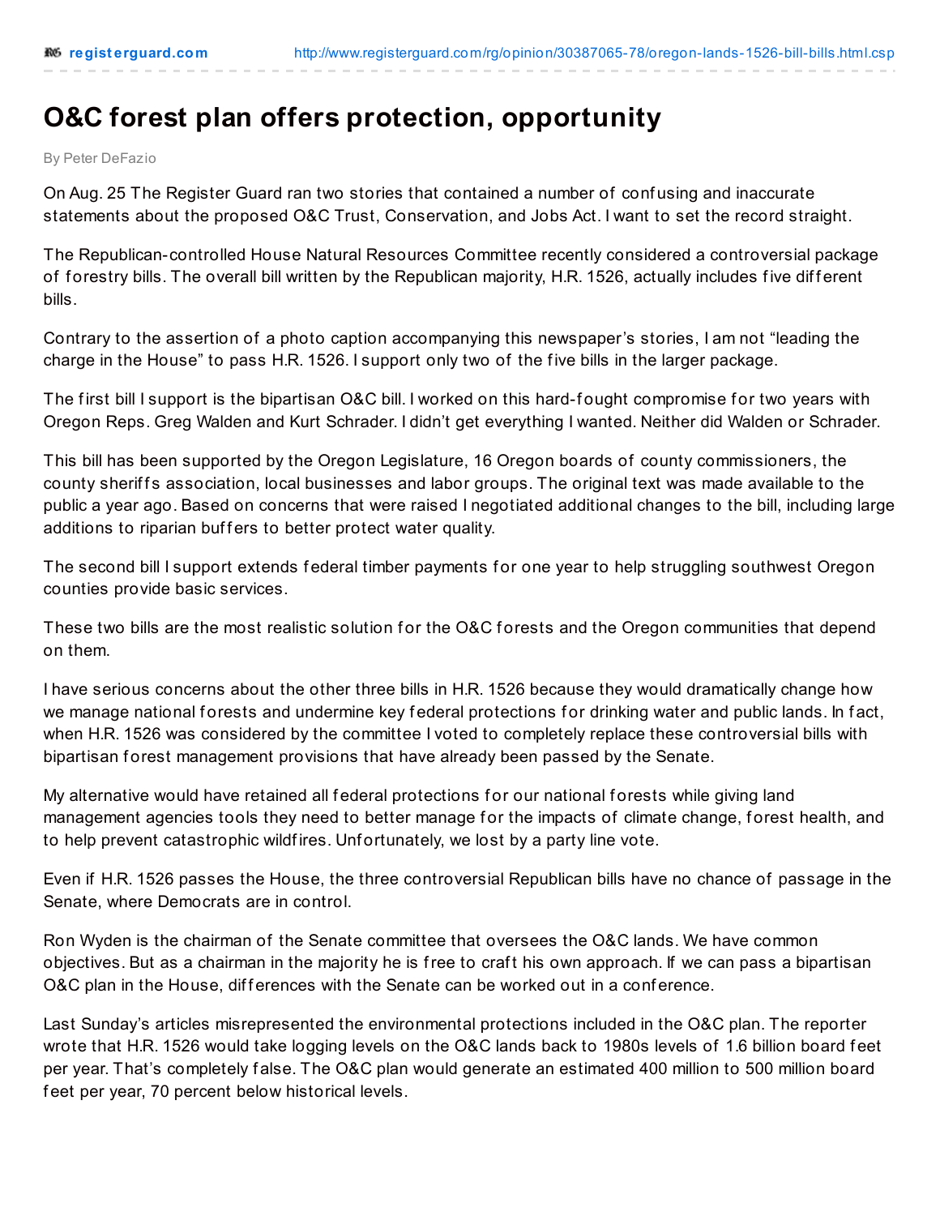# O&C forest plan offers protection, opportunity

By Peter DeFazio

On Aug. 25 The Register Guard ran two stories that contained a number of confusing and inaccurate statements about the proposed O&C Trust, Conservation, and Jobs Act. I want to set the record straight.

The Republican-controlled House Natural Resources Committee recently considered a controversial package of forestry bills. The overall bill written by the Republican majority, H.R. 1526, actually includes five different bills.

Contrary to the assertion of a photo caption accompanying this newspaper's stories, I am not "leading the charge in the House" to pass H.R. 1526. I support only two of the five bills in the larger package.

The first bill I support is the bipartisan O&C bill. I worked on this hard-fought compromise for two years with Oregon Reps. Greg Walden and Kurt Schrader. I didn't get everything I wanted. Neither did Walden or Schrader.

This bill has been supported by the Oregon Legislature, 16 Oregon boards of county commissioners, the county sheriffs association, local businesses and labor groups. The original text was made available to the public a year ago. Based on concerns that were raised I negotiated additional changes to the bill, including large additions to riparian buffers to better protect water quality.

The second bill I support extends federal timber payments for one year to help struggling southwest Oregon counties provide basic services.

These two bills are the most realistic solution for the O&C forests and the Oregon communities that depend on them.

I have serious concerns about the other three bills in H.R. 1526 because they would dramatically change how we manage national forests and undermine key federal protections for drinking water and public lands. In fact, when H.R. 1526 was considered by the committee I voted to completely replace these controversial bills with bipartisan forest management provisions that have already been passed by the Senate.

My alternative would have retained all federal protections for our national forests while giving land management agencies tools they need to better manage for the impacts of climate change, forest health, and to help prevent catastrophic wildfires. Unfortunately, we lost by a party line vote.

Even if H.R. 1526 passes the House, the three controversial Republican bills have no chance of passage in the Senate, where Democrats are in control.

Ron Wyden is the chairman of the Senate committee that oversees the O&C lands. We have common objectives. But as a chairman in the majority he is free to craft his own approach. If we can pass a bipartisan O&C plan in the House, differences with the Senate can be worked out in a conference.

Last Sunday's articles misrepresented the environmental protections included in the O&C plan. The reporter wrote that H.R. 1526 would take logging levels on the O&C lands back to 1980s levels of 1.6 billion board feet per year. That's completely false. The O&C plan would generate an estimated 400 million to 500 million board feet per year, 70 percent below historical levels.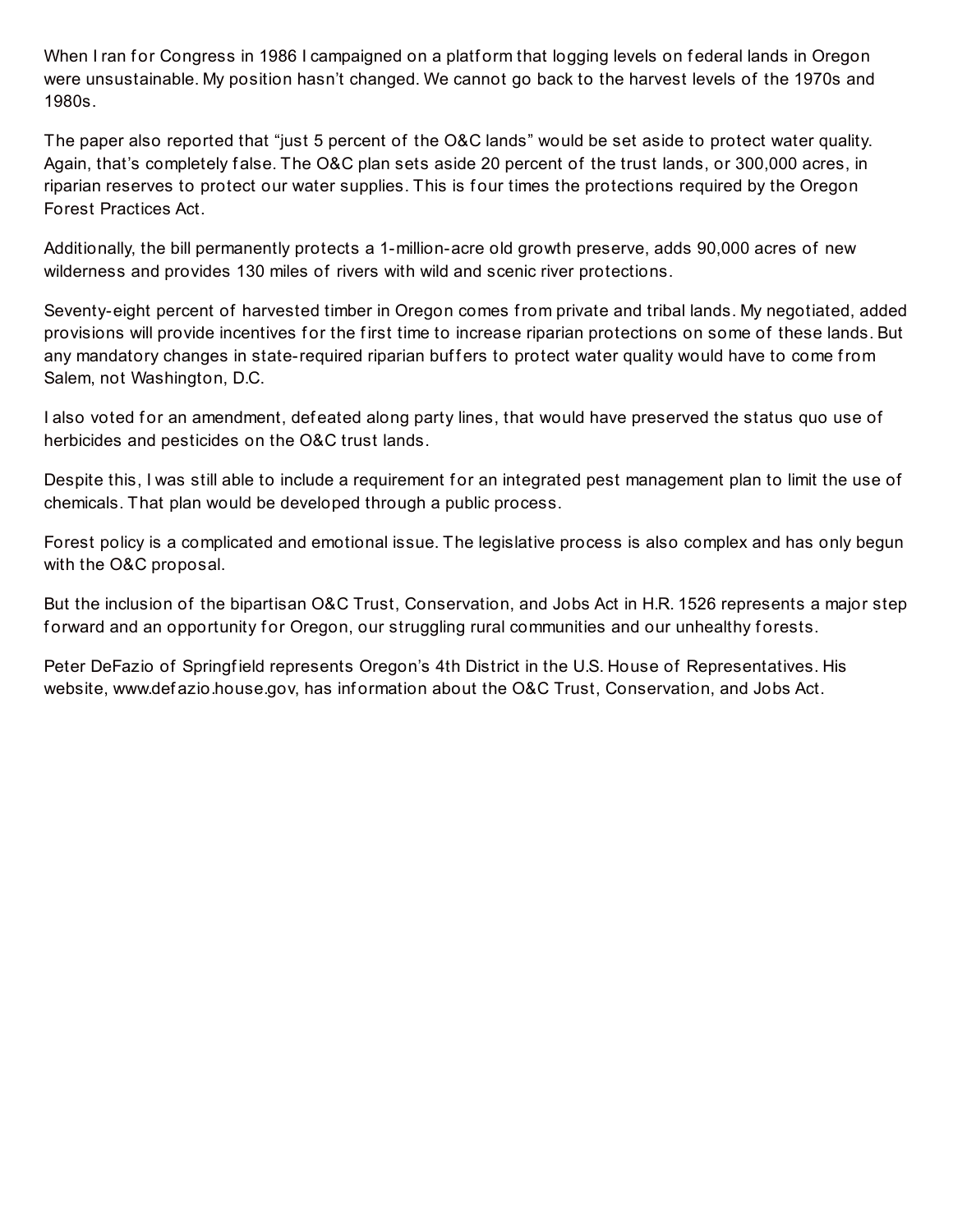When I ran for Congress in 1986 I campaigned on a platform that logging levels on federal lands in Oregon were unsustainable. My position hasn't changed. We cannot go back to the harvest levels of the 1970s and 1980s.

The paper also reported that "just 5 percent of the O&C lands" would be set aside to protect water quality. Again, that's completely false. The O&C plan sets aside 20 percent of the trust lands, or 300,000 acres, in riparian reserves to protect our water supplies. This is four times the protections required by the Oregon Forest Practices Act.

Additionally, the bill permanently protects a 1-million-acre old growth preserve, adds 90,000 acres of new wilderness and provides 130 miles of rivers with wild and scenic river protections.

Seventy-eight percent of harvested timber in Oregon comes from private and tribal lands. My negotiated, added provisions will provide incentives for the first time to increase riparian protections on some of these lands. But any mandatory changes in state-required riparian buffers to protect water quality would have to come from Salem, not Washington, D.C.

I also voted for an amendment, defeated along party lines, that would have preserved the status quo use of herbicides and pesticides on the O&C trust lands.

Despite this, I was still able to include a requirement for an integrated pest management plan to limit the use of chemicals. That plan would be developed through a public process.

Forest policy is a complicated and emotional issue. The legislative process is also complex and has only begun with the O&C proposal.

But the inclusion of the bipartisan O&C Trust, Conservation, and Jobs Act in H.R. 1526 represents a major step forward and an opportunity for Oregon, our struggling rural communities and our unhealthy forests.

Peter DeFazio of Springfield represents Oregon's 4th District in the U.S. House of Representatives. His website, www.defazio.house.gov, has information about the O&C Trust, Conservation, and Jobs Act.